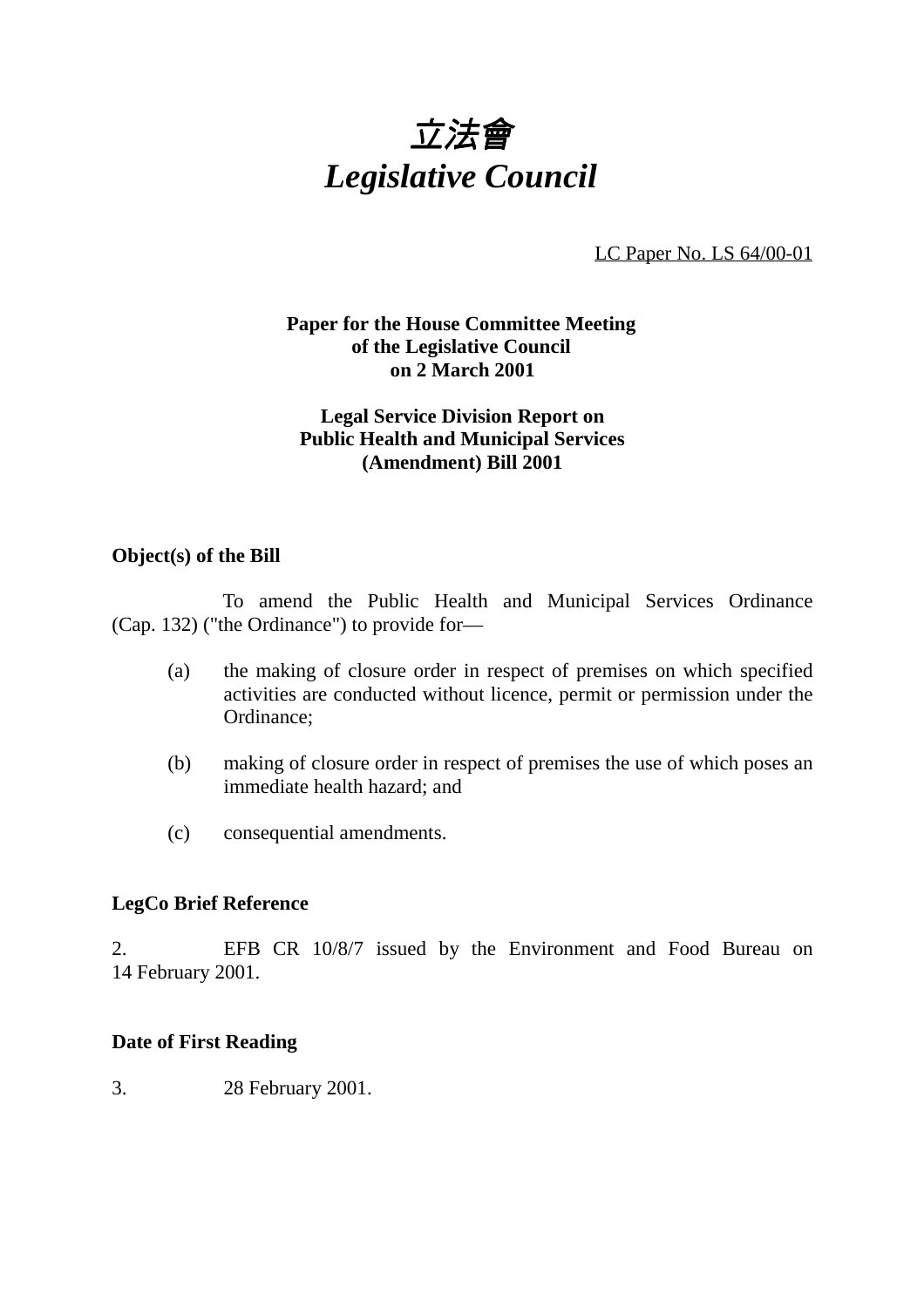# *立法會*
# *Legislative Council*

LC Paper No. LS 64/00-01

**Paper for the House Committee Meeting of the Legislative Council on 2 March 2001**

**Legal Service Division Report on Public Health and Municipal Services (Amendment) Bill 2001**

### Object(s) of the Bill

To amend the Public Health and Municipal Services Ordinance (Cap. 132) ("the Ordinance") to provide for—

(a) the making of closure order in respect of premises on which specified activities are conducted without licence, permit or permission under the Ordinance;

(b) making of closure order in respect of premises the use of which poses an immediate health hazard; and

(c) consequential amendments.

### LegCo Brief Reference

2. EFB CR 10/8/7 issued by the Environment and Food Bureau on 14 February 2001.

### Date of First Reading

3. 28 February 2001.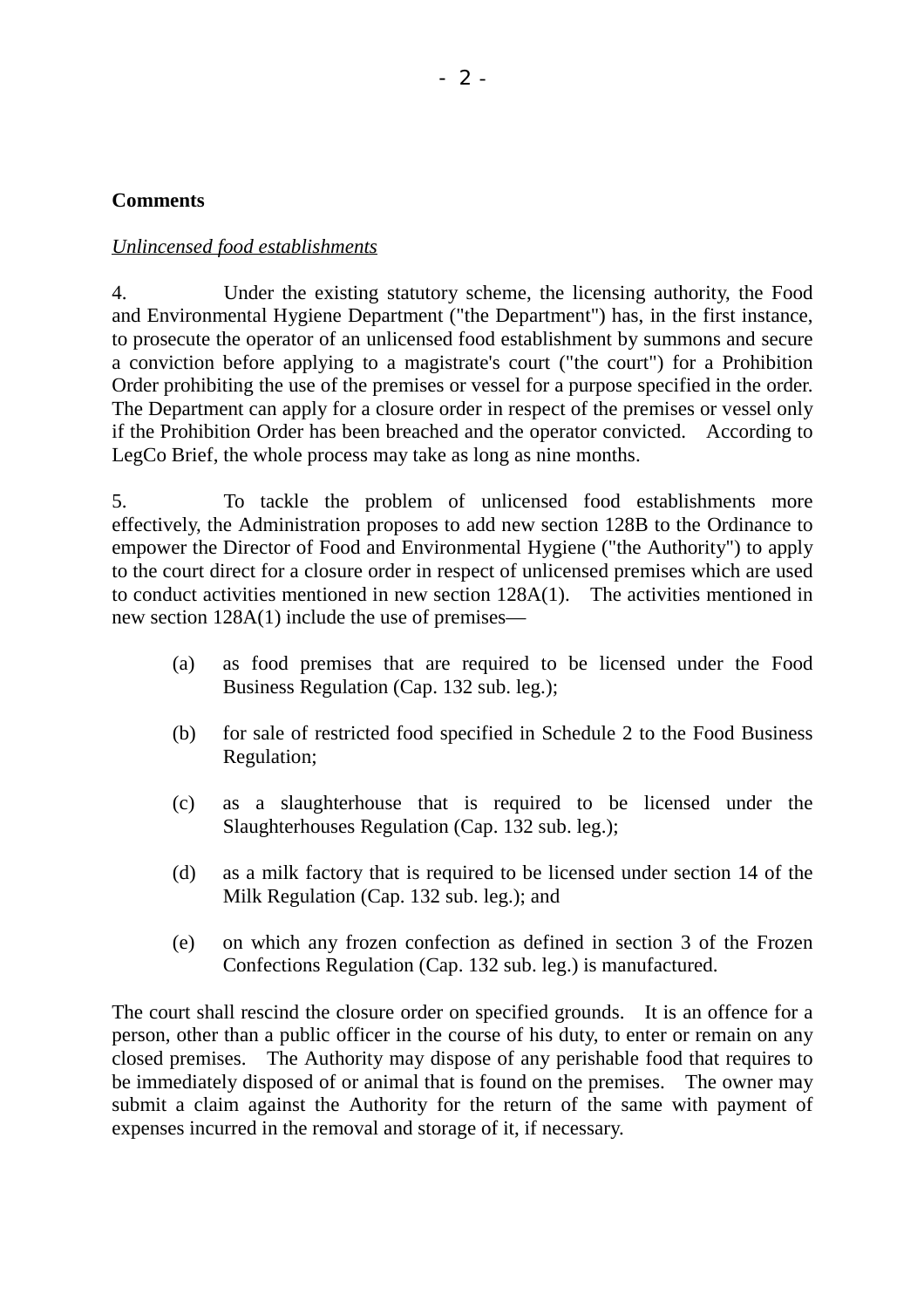**Comments**

*Unlincensed food establishments*

4. Under the existing statutory scheme, the licensing authority, the Food and Environmental Hygiene Department ("the Department") has, in the first instance, to prosecute the operator of an unlicensed food establishment by summons and secure a conviction before applying to a magistrate's court ("the court") for a Prohibition Order prohibiting the use of the premises or vessel for a purpose specified in the order. The Department can apply for a closure order in respect of the premises or vessel only if the Prohibition Order has been breached and the operator convicted. According to LegCo Brief, the whole process may take as long as nine months.

5. To tackle the problem of unlicensed food establishments more effectively, the Administration proposes to add new section 128B to the Ordinance to empower the Director of Food and Environmental Hygiene ("the Authority") to apply to the court direct for a closure order in respect of unlicensed premises which are used to conduct activities mentioned in new section 128A(1). The activities mentioned in new section 128A(1) include the use of premises—

(a) as food premises that are required to be licensed under the Food Business Regulation (Cap. 132 sub. leg.);

(b) for sale of restricted food specified in Schedule 2 to the Food Business Regulation;

(c) as a slaughterhouse that is required to be licensed under the Slaughterhouses Regulation (Cap. 132 sub. leg.);

(d) as a milk factory that is required to be licensed under section 14 of the Milk Regulation (Cap. 132 sub. leg.); and

(e) on which any frozen confection as defined in section 3 of the Frozen Confections Regulation (Cap. 132 sub. leg.) is manufactured.

The court shall rescind the closure order on specified grounds. It is an offence for a person, other than a public officer in the course of his duty, to enter or remain on any closed premises. The Authority may dispose of any perishable food that requires to be immediately disposed of or animal that is found on the premises. The owner may submit a claim against the Authority for the return of the same with payment of expenses incurred in the removal and storage of it, if necessary.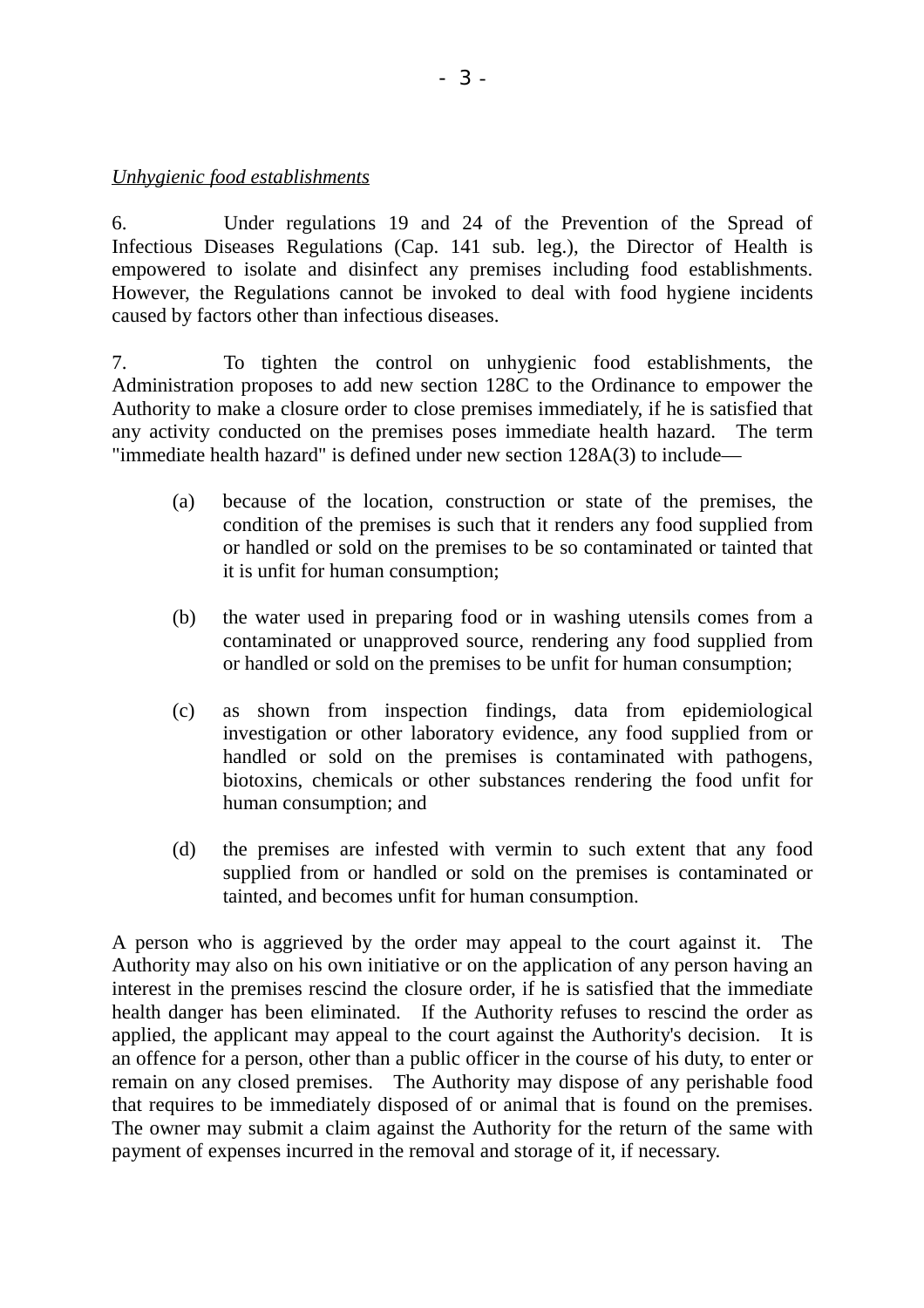*Unhygienic food establishments*

6. Under regulations 19 and 24 of the Prevention of the Spread of Infectious Diseases Regulations (Cap. 141 sub. leg.), the Director of Health is empowered to isolate and disinfect any premises including food establishments. However, the Regulations cannot be invoked to deal with food hygiene incidents caused by factors other than infectious diseases.

7. To tighten the control on unhygienic food establishments, the Administration proposes to add new section 128C to the Ordinance to empower the Authority to make a closure order to close premises immediately, if he is satisfied that any activity conducted on the premises poses immediate health hazard. The term "immediate health hazard" is defined under new section 128A(3) to include—

(a) because of the location, construction or state of the premises, the condition of the premises is such that it renders any food supplied from or handled or sold on the premises to be so contaminated or tainted that it is unfit for human consumption;

(b) the water used in preparing food or in washing utensils comes from a contaminated or unapproved source, rendering any food supplied from or handled or sold on the premises to be unfit for human consumption;

(c) as shown from inspection findings, data from epidemiological investigation or other laboratory evidence, any food supplied from or handled or sold on the premises is contaminated with pathogens, biotoxins, chemicals or other substances rendering the food unfit for human consumption; and

(d) the premises are infested with vermin to such extent that any food supplied from or handled or sold on the premises is contaminated or tainted, and becomes unfit for human consumption.

A person who is aggrieved by the order may appeal to the court against it. The Authority may also on his own initiative or on the application of any person having an interest in the premises rescind the closure order, if he is satisfied that the immediate health danger has been eliminated. If the Authority refuses to rescind the order as applied, the applicant may appeal to the court against the Authority's decision. It is an offence for a person, other than a public officer in the course of his duty, to enter or remain on any closed premises. The Authority may dispose of any perishable food that requires to be immediately disposed of or animal that is found on the premises. The owner may submit a claim against the Authority for the return of the same with payment of expenses incurred in the removal and storage of it, if necessary.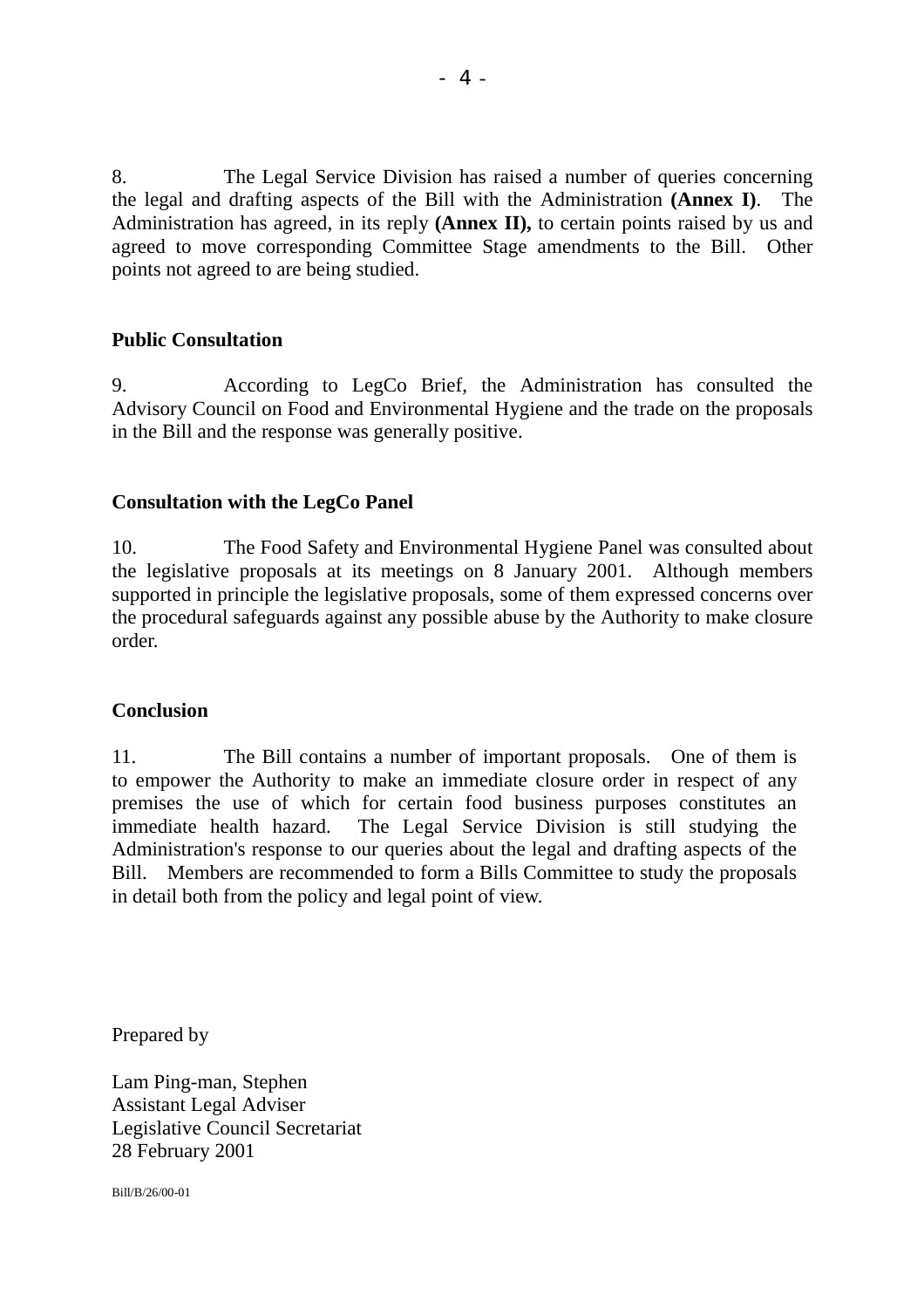8. The Legal Service Division has raised a number of queries concerning the legal and drafting aspects of the Bill with the Administration **(Annex I)**. The Administration has agreed, in its reply **(Annex II),** to certain points raised by us and agreed to move corresponding Committee Stage amendments to the Bill. Other points not agreed to are being studied.

## Public Consultation

9. According to LegCo Brief, the Administration has consulted the Advisory Council on Food and Environmental Hygiene and the trade on the proposals in the Bill and the response was generally positive.

## Consultation with the LegCo Panel

10. The Food Safety and Environmental Hygiene Panel was consulted about the legislative proposals at its meetings on 8 January 2001. Although members supported in principle the legislative proposals, some of them expressed concerns over the procedural safeguards against any possible abuse by the Authority to make closure order.

## Conclusion

11. The Bill contains a number of important proposals. One of them is to empower the Authority to make an immediate closure order in respect of any premises the use of which for certain food business purposes constitutes an immediate health hazard. The Legal Service Division is still studying the Administration's response to our queries about the legal and drafting aspects of the Bill. Members are recommended to form a Bills Committee to study the proposals in detail both from the policy and legal point of view.

Prepared by

Lam Ping-man, Stephen
Assistant Legal Adviser
Legislative Council Secretariat
28 February 2001

Bill/B/26/00-01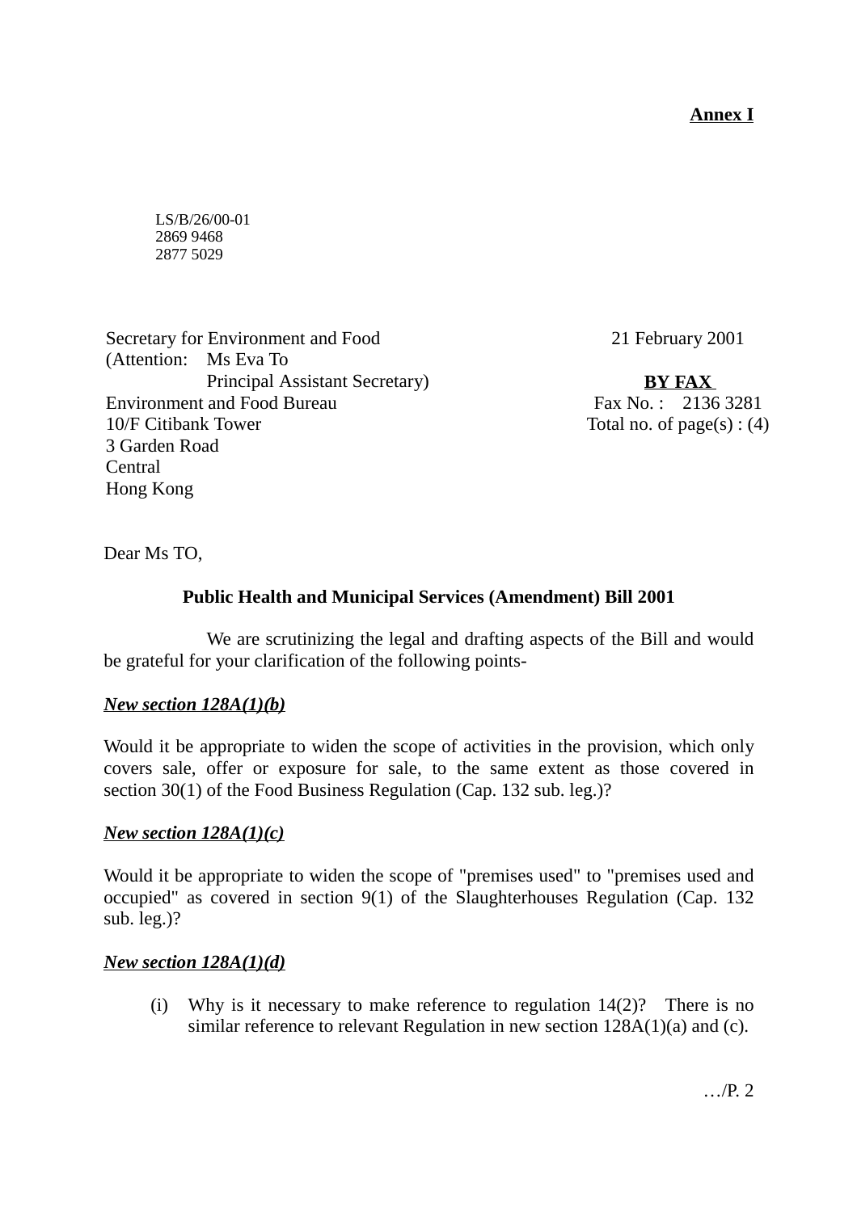**Annex I**

LS/B/26/00-01
2869 9468
2877 5029

Secretary for Environment and Food
(Attention: Ms Eva To
Principal Assistant Secretary)
Environment and Food Bureau
10/F Citibank Tower
3 Garden Road
Central
Hong Kong

21 February 2001

**BY FAX**
Fax No. : 2136 3281
Total no. of page(s) : (4)

Dear Ms TO,

**Public Health and Municipal Services (Amendment) Bill 2001**

We are scrutinizing the legal and drafting aspects of the Bill and would be grateful for your clarification of the following points-

***New section 128A(1)(b)***

Would it be appropriate to widen the scope of activities in the provision, which only covers sale, offer or exposure for sale, to the same extent as those covered in section 30(1) of the Food Business Regulation (Cap. 132 sub. leg.)?

***New section 128A(1)(c)***

Would it be appropriate to widen the scope of "premises used" to "premises used and occupied" as covered in section 9(1) of the Slaughterhouses Regulation (Cap. 132 sub. leg.)?

***New section 128A(1)(d)***

(i) Why is it necessary to make reference to regulation 14(2)? There is no similar reference to relevant Regulation in new section 128A(1)(a) and (c).

…/P. 2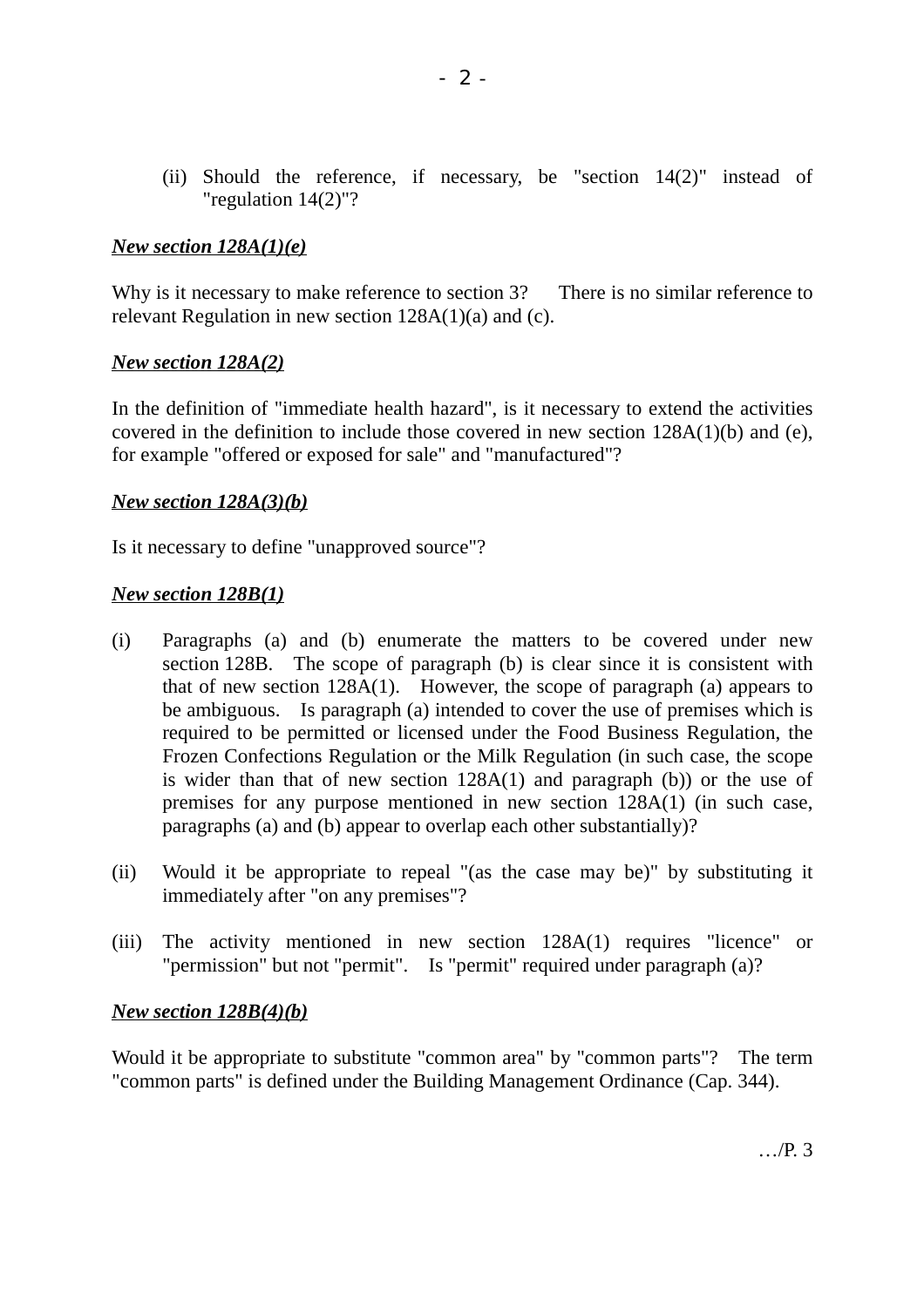(ii) Should the reference, if necessary, be "section 14(2)" instead of "regulation 14(2)"?

***New section 128A(1)(e)***

Why is it necessary to make reference to section 3? There is no similar reference to relevant Regulation in new section 128A(1)(a) and (c).

***New section 128A(2)***

In the definition of "immediate health hazard", is it necessary to extend the activities covered in the definition to include those covered in new section 128A(1)(b) and (e), for example "offered or exposed for sale" and "manufactured"?

***New section 128A(3)(b)***

Is it necessary to define "unapproved source"?

***New section 128B(1)***

(i) Paragraphs (a) and (b) enumerate the matters to be covered under new section 128B. The scope of paragraph (b) is clear since it is consistent with that of new section 128A(1). However, the scope of paragraph (a) appears to be ambiguous. Is paragraph (a) intended to cover the use of premises which is required to be permitted or licensed under the Food Business Regulation, the Frozen Confections Regulation or the Milk Regulation (in such case, the scope is wider than that of new section 128A(1) and paragraph (b)) or the use of premises for any purpose mentioned in new section 128A(1) (in such case, paragraphs (a) and (b) appear to overlap each other substantially)?

(ii) Would it be appropriate to repeal "(as the case may be)" by substituting it immediately after "on any premises"?

(iii) The activity mentioned in new section 128A(1) requires "licence" or "permission" but not "permit". Is "permit" required under paragraph (a)?

***New section 128B(4)(b)***

Would it be appropriate to substitute "common area" by "common parts"? The term "common parts" is defined under the Building Management Ordinance (Cap. 344).

…/P. 3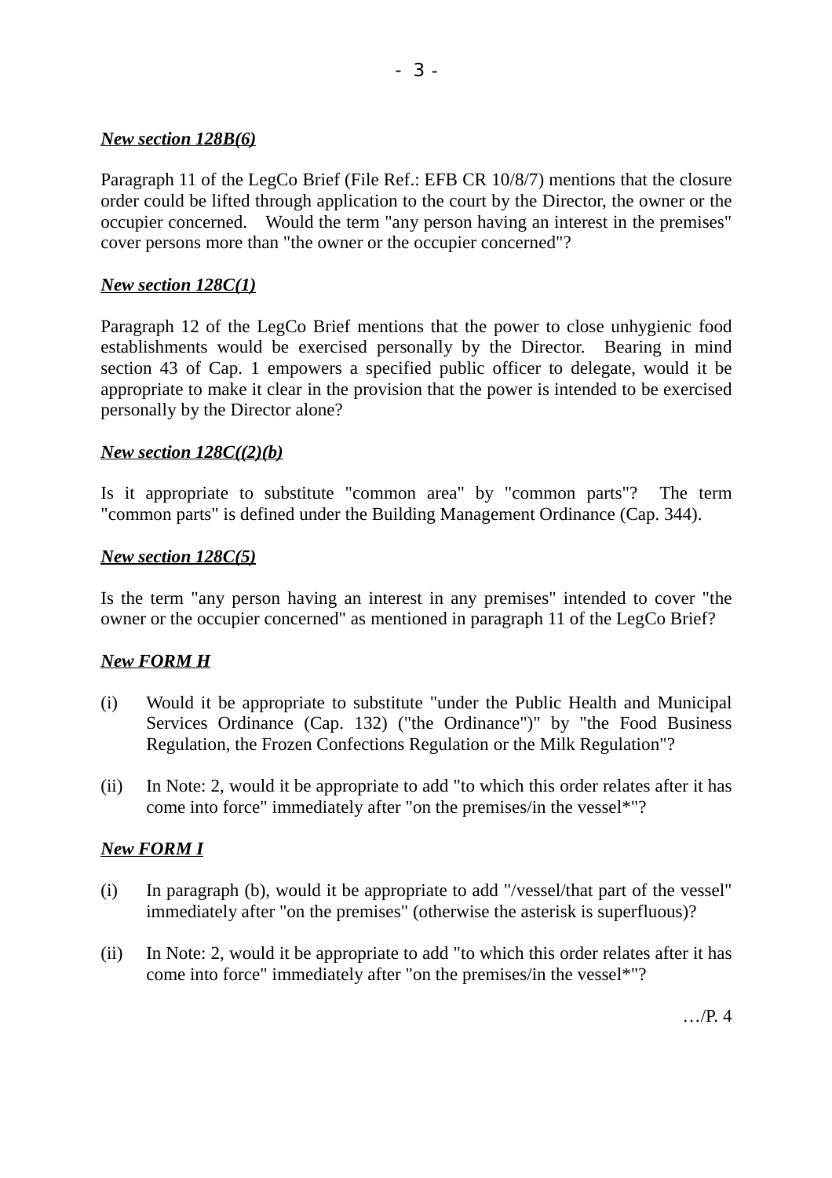***New section 128B(6)***

Paragraph 11 of the LegCo Brief (File Ref.: EFB CR 10/8/7) mentions that the closure order could be lifted through application to the court by the Director, the owner or the occupier concerned. Would the term "any person having an interest in the premises" cover persons more than "the owner or the occupier concerned"?

***New section 128C(1)***

Paragraph 12 of the LegCo Brief mentions that the power to close unhygienic food establishments would be exercised personally by the Director. Bearing in mind section 43 of Cap. 1 empowers a specified public officer to delegate, would it be appropriate to make it clear in the provision that the power is intended to be exercised personally by the Director alone?

***New section 128C((2)(b)***

Is it appropriate to substitute "common area" by "common parts"? The term "common parts" is defined under the Building Management Ordinance (Cap. 344).

***New section 128C(5)***

Is the term "any person having an interest in any premises" intended to cover "the owner or the occupier concerned" as mentioned in paragraph 11 of the LegCo Brief?

***New FORM H***

(i) Would it be appropriate to substitute "under the Public Health and Municipal Services Ordinance (Cap. 132) ("the Ordinance")" by "the Food Business Regulation, the Frozen Confections Regulation or the Milk Regulation"?

(ii) In Note: 2, would it be appropriate to add "to which this order relates after it has come into force" immediately after "on the premises/in the vessel*"?

***New FORM I***

(i) In paragraph (b), would it be appropriate to add "/vessel/that part of the vessel" immediately after "on the premises" (otherwise the asterisk is superfluous)?

(ii) In Note: 2, would it be appropriate to add "to which this order relates after it has come into force" immediately after "on the premises/in the vessel*"?

…/P. 4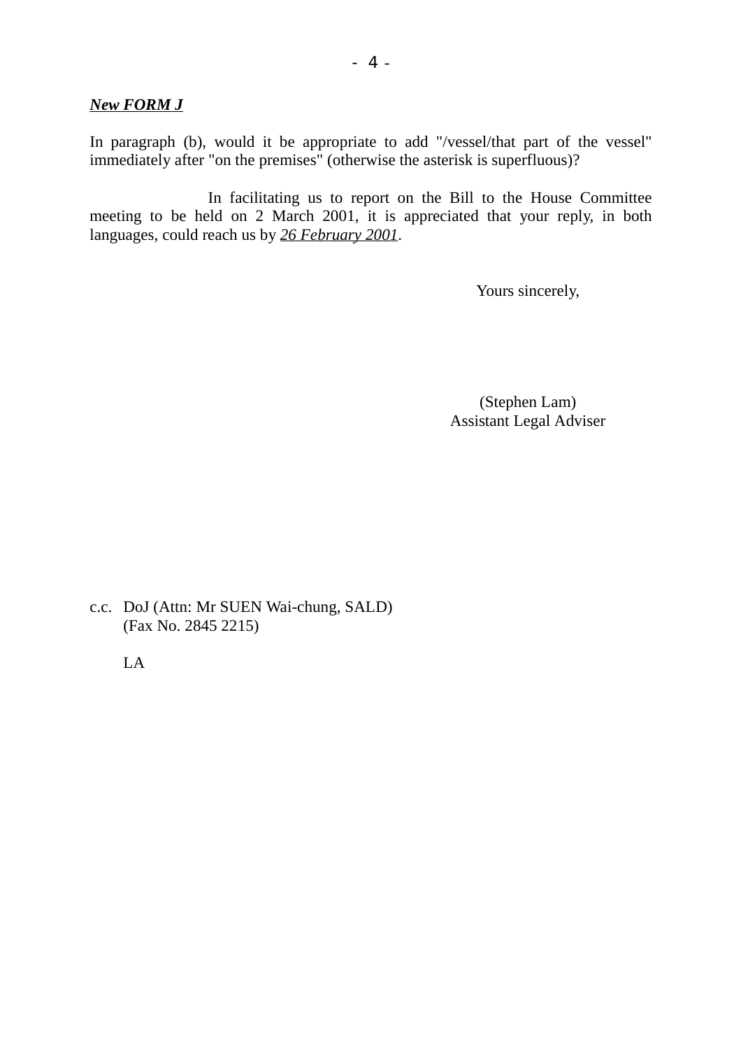***New FORM J***

In paragraph (b), would it be appropriate to add "/vessel/that part of the vessel" immediately after "on the premises" (otherwise the asterisk is superfluous)?

In facilitating us to report on the Bill to the House Committee meeting to be held on 2 March 2001, it is appreciated that your reply, in both languages, could reach us by ***26 February 2001***.

Yours sincerely,

(Stephen Lam)
Assistant Legal Adviser

c.c. DoJ (Attn: Mr SUEN Wai-chung, SALD)
(Fax No. 2845 2215)

LA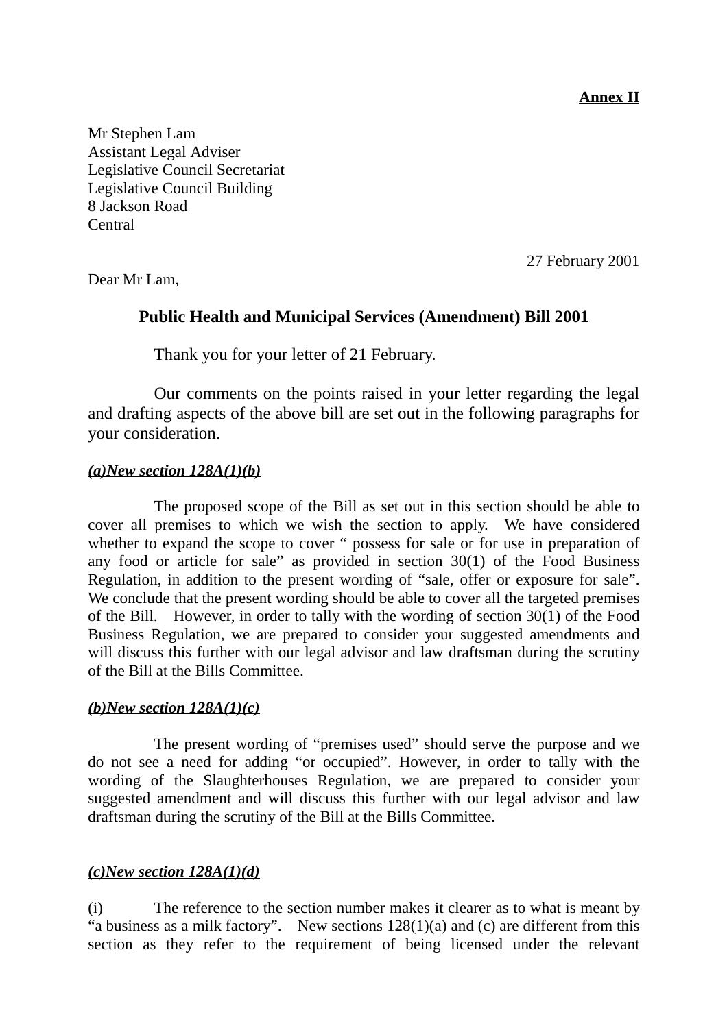**Annex II**

Mr Stephen Lam
Assistant Legal Adviser
Legislative Council Secretariat
Legislative Council Building
8 Jackson Road
Central

27 February 2001

Dear Mr Lam,

**Public Health and Municipal Services (Amendment) Bill 2001**

Thank you for your letter of 21 February.

Our comments on the points raised in your letter regarding the legal and drafting aspects of the above bill are set out in the following paragraphs for your consideration.

***(a)New section 128A(1)(b)***

The proposed scope of the Bill as set out in this section should be able to cover all premises to which we wish the section to apply. We have considered whether to expand the scope to cover " possess for sale or for use in preparation of any food or article for sale" as provided in section 30(1) of the Food Business Regulation, in addition to the present wording of "sale, offer or exposure for sale". We conclude that the present wording should be able to cover all the targeted premises of the Bill. However, in order to tally with the wording of section 30(1) of the Food Business Regulation, we are prepared to consider your suggested amendments and will discuss this further with our legal advisor and law draftsman during the scrutiny of the Bill at the Bills Committee.

***(b)New section 128A(1)(c)***

The present wording of "premises used" should serve the purpose and we do not see a need for adding "or occupied". However, in order to tally with the wording of the Slaughterhouses Regulation, we are prepared to consider your suggested amendment and will discuss this further with our legal advisor and law draftsman during the scrutiny of the Bill at the Bills Committee.

***(c)New section 128A(1)(d)***

(i) The reference to the section number makes it clearer as to what is meant by "a business as a milk factory". New sections 128(1)(a) and (c) are different from this section as they refer to the requirement of being licensed under the relevant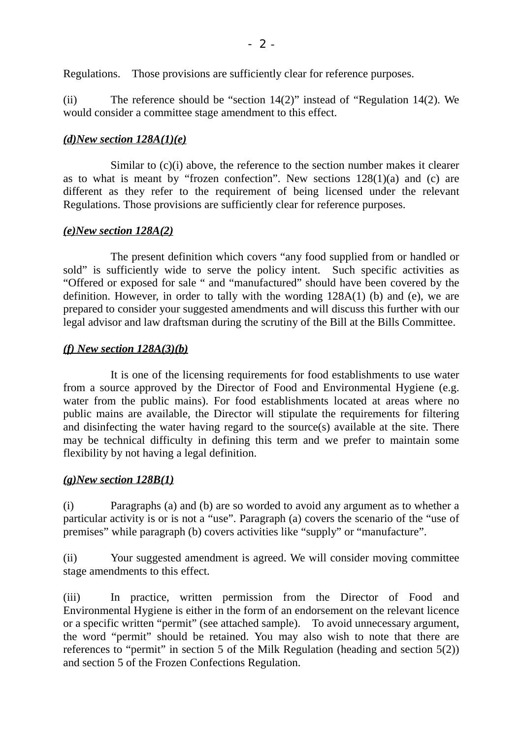Regulations. Those provisions are sufficiently clear for reference purposes.

(ii) The reference should be "section 14(2)" instead of "Regulation 14(2). We would consider a committee stage amendment to this effect.

***(d)New section 128A(1)(e)***

Similar to (c)(i) above, the reference to the section number makes it clearer as to what is meant by "frozen confection". New sections 128(1)(a) and (c) are different as they refer to the requirement of being licensed under the relevant Regulations. Those provisions are sufficiently clear for reference purposes.

***(e)New section 128A(2)***

The present definition which covers "any food supplied from or handled or sold" is sufficiently wide to serve the policy intent. Such specific activities as "Offered or exposed for sale " and "manufactured" should have been covered by the definition. However, in order to tally with the wording 128A(1) (b) and (e), we are prepared to consider your suggested amendments and will discuss this further with our legal advisor and law draftsman during the scrutiny of the Bill at the Bills Committee.

***(f) New section 128A(3)(b)***

It is one of the licensing requirements for food establishments to use water from a source approved by the Director of Food and Environmental Hygiene (e.g. water from the public mains). For food establishments located at areas where no public mains are available, the Director will stipulate the requirements for filtering and disinfecting the water having regard to the source(s) available at the site. There may be technical difficulty in defining this term and we prefer to maintain some flexibility by not having a legal definition.

***(g)New section 128B(1)***

(i) Paragraphs (a) and (b) are so worded to avoid any argument as to whether a particular activity is or is not a "use". Paragraph (a) covers the scenario of the "use of premises" while paragraph (b) covers activities like "supply" or "manufacture".

(ii) Your suggested amendment is agreed. We will consider moving committee stage amendments to this effect.

(iii) In practice, written permission from the Director of Food and Environmental Hygiene is either in the form of an endorsement on the relevant licence or a specific written "permit" (see attached sample). To avoid unnecessary argument, the word "permit" should be retained. You may also wish to note that there are references to "permit" in section 5 of the Milk Regulation (heading and section 5(2)) and section 5 of the Frozen Confections Regulation.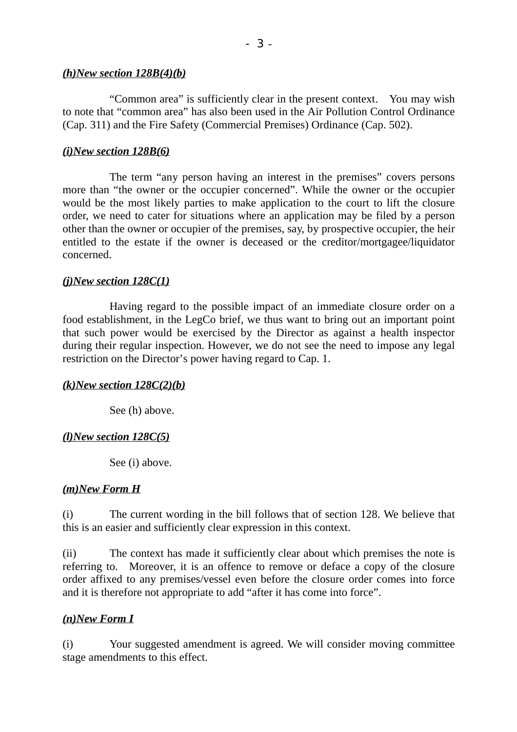***(h)New section 128B(4)(b)***

“Common area” is sufficiently clear in the present context. You may wish to note that “common area” has also been used in the Air Pollution Control Ordinance (Cap. 311) and the Fire Safety (Commercial Premises) Ordinance (Cap. 502).

***(i)New section 128B(6)***

The term “any person having an interest in the premises” covers persons more than “the owner or the occupier concerned”. While the owner or the occupier would be the most likely parties to make application to the court to lift the closure order, we need to cater for situations where an application may be filed by a person other than the owner or occupier of the premises, say, by prospective occupier, the heir entitled to the estate if the owner is deceased or the creditor/mortgagee/liquidator concerned.

***(j)New section 128C(1)***

Having regard to the possible impact of an immediate closure order on a food establishment, in the LegCo brief, we thus want to bring out an important point that such power would be exercised by the Director as against a health inspector during their regular inspection. However, we do not see the need to impose any legal restriction on the Director’s power having regard to Cap. 1.

***(k)New section 128C(2)(b)***

See (h) above.

***(l)New section 128C(5)***

See (i) above.

***(m)New Form H***

(i) The current wording in the bill follows that of section 128. We believe that this is an easier and sufficiently clear expression in this context.

(ii) The context has made it sufficiently clear about which premises the note is referring to. Moreover, it is an offence to remove or deface a copy of the closure order affixed to any premises/vessel even before the closure order comes into force and it is therefore not appropriate to add “after it has come into force”.

***(n)New Form I***

(i) Your suggested amendment is agreed. We will consider moving committee stage amendments to this effect.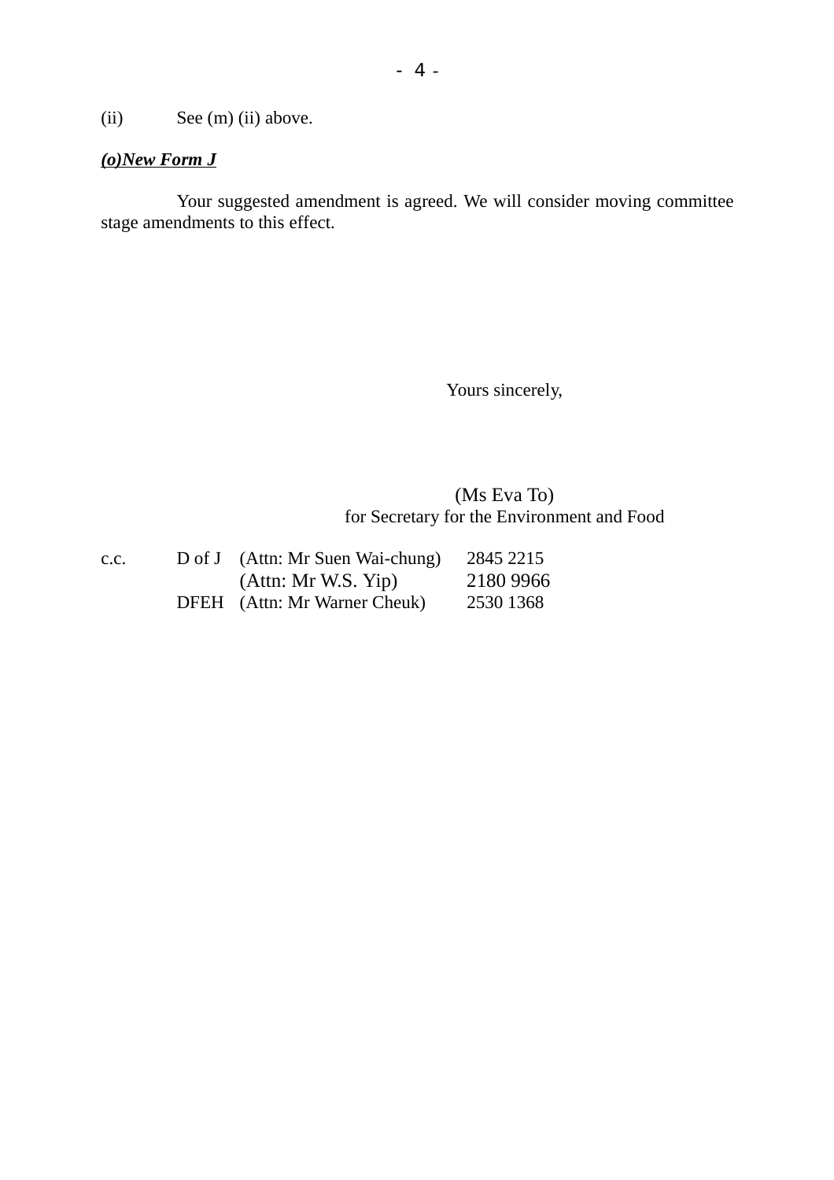(ii) See (m) (ii) above.

***(o)New Form J***

Your suggested amendment is agreed. We will consider moving committee stage amendments to this effect.

Yours sincerely,

(Ms Eva To)
for Secretary for the Environment and Food

| | | | |
|---|---|---|---|
| c.c. | D of J | (Attn: Mr Suen Wai-chung) | 2845 2215 |
| | | (Attn: Mr W.S. Yip) | 2180 9966 |
| | DFEH | (Attn: Mr Warner Cheuk) | 2530 1368 |